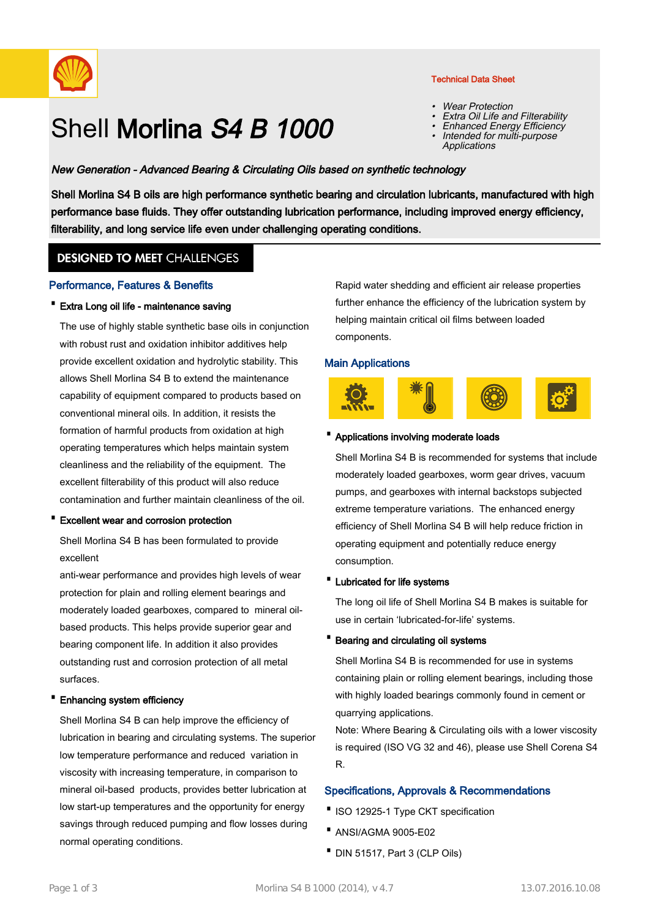Technical Data Sheet

# Shell **Morlina *S4 B 1000***

- *Wear Protection*
- *Extra Oil Life and Filterability*
- *Enhanced Energy Efficiency*
- *Intended for multi-purpose Applications*

***New Generation - Advanced Bearing & Circulating Oils based on synthetic technology***

**Shell Morlina S4 B oils are high performance synthetic bearing and circulation lubricants, manufactured with high performance base fluids. They offer outstanding lubrication performance, including improved energy efficiency, filterability, and long service life even under challenging operating conditions.**

## DESIGNED TO MEET CHALLENGES

### Performance, Features & Benefits

- **Extra Long oil life - maintenance saving**

  The use of highly stable synthetic base oils in conjunction with robust rust and oxidation inhibitor additives help provide excellent oxidation and hydrolytic stability. This allows Shell Morlina S4 B to extend the maintenance capability of equipment compared to products based on conventional mineral oils. In addition, it resists the formation of harmful products from oxidation at high operating temperatures which helps maintain system cleanliness and the reliability of the equipment. The excellent filterability of this product will also reduce contamination and further maintain cleanliness of the oil.

- **Excellent wear and corrosion protection**

  Shell Morlina S4 B has been formulated to provide excellent
  anti-wear performance and provides high levels of wear protection for plain and rolling element bearings and moderately loaded gearboxes, compared to mineral oil-based products. This helps provide superior gear and bearing component life. In addition it also provides outstanding rust and corrosion protection of all metal surfaces.

- **Enhancing system efficiency**

  Shell Morlina S4 B can help improve the efficiency of lubrication in bearing and circulating systems. The superior low temperature performance and reduced variation in viscosity with increasing temperature, in comparison to mineral oil-based products, provides better lubrication at low start-up temperatures and the opportunity for energy savings through reduced pumping and flow losses during normal operating conditions.

  Rapid water shedding and efficient air release properties further enhance the efficiency of the lubrication system by helping maintain critical oil films between loaded components.

### Main Applications

- **Applications involving moderate loads**

  Shell Morlina S4 B is recommended for systems that include moderately loaded gearboxes, worm gear drives, vacuum pumps, and gearboxes with internal backstops subjected extreme temperature variations. The enhanced energy efficiency of Shell Morlina S4 B will help reduce friction in operating equipment and potentially reduce energy consumption.

- **Lubricated for life systems**

  The long oil life of Shell Morlina S4 B makes is suitable for use in certain 'lubricated-for-life' systems.

- **Bearing and circulating oil systems**

  Shell Morlina S4 B is recommended for use in systems containing plain or rolling element bearings, including those with highly loaded bearings commonly found in cement or quarrying applications.

  Note: Where Bearing & Circulating oils with a lower viscosity is required (ISO VG 32 and 46), please use Shell Corena S4 R.

### Specifications, Approvals & Recommendations

- ISO 12925-1 Type CKT specification
- ANSI/AGMA 9005-E02
- DIN 51517, Part 3 (CLP Oils)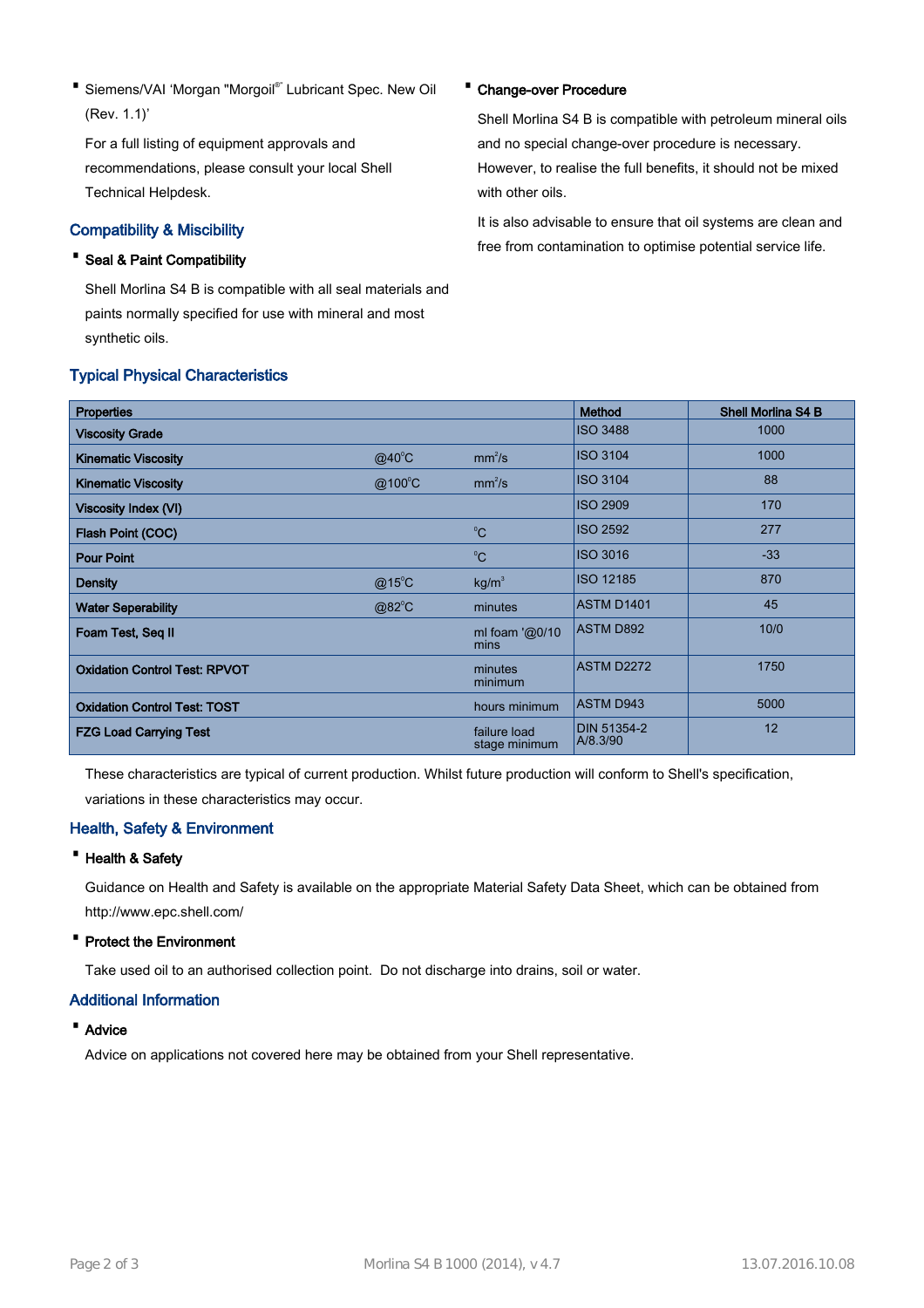- Siemens/VAI 'Morgan "Morgoil®" Lubricant Spec. New Oil (Rev. 1.1)'

  For a full listing of equipment approvals and recommendations, please consult your local Shell Technical Helpdesk.

## Compatibility & Miscibility

- **Seal & Paint Compatibility**

  Shell Morlina S4 B is compatible with all seal materials and paints normally specified for use with mineral and most synthetic oils.

- **Change-over Procedure**

  Shell Morlina S4 B is compatible with petroleum mineral oils and no special change-over procedure is necessary. However, to realise the full benefits, it should not be mixed with other oils.

  It is also advisable to ensure that oil systems are clean and free from contamination to optimise potential service life.

## Typical Physical Characteristics

| Properties | | | Method | Shell Morlina S4 B |
|---|---|---|---|---|
| Viscosity Grade | | | ISO 3488 | 1000 |
| Kinematic Viscosity | @40°C | $mm^2/s$ | ISO 3104 | 1000 |
| Kinematic Viscosity | @100°C | $mm^2/s$ | ISO 3104 | 88 |
| Viscosity Index (VI) | | | ISO 2909 | 170 |
| Flash Point (COC) | | °C | ISO 2592 | 277 |
| Pour Point | | °C | ISO 3016 | -33 |
| Density | @15°C | $kg/m^3$ | ISO 12185 | 870 |
| Water Seperability | @82°C | minutes | ASTM D1401 | 45 |
| Foam Test, Seq II | | ml foam '@0/10 mins | ASTM D892 | 10/0 |
| Oxidation Control Test: RPVOT | | minutes minimum | ASTM D2272 | 1750 |
| Oxidation Control Test: TOST | | hours minimum | ASTM D943 | 5000 |
| FZG Load Carrying Test | | failure load stage minimum | DIN 51354-2 A/8.3/90 | 12 |

These characteristics are typical of current production. Whilst future production will conform to Shell's specification, variations in these characteristics may occur.

## Health, Safety & Environment

- **Health & Safety**

  Guidance on Health and Safety is available on the appropriate Material Safety Data Sheet, which can be obtained from http://www.epc.shell.com/

- **Protect the Environment**

  Take used oil to an authorised collection point. Do not discharge into drains, soil or water.

## Additional Information

- **Advice**

  Advice on applications not covered here may be obtained from your Shell representative.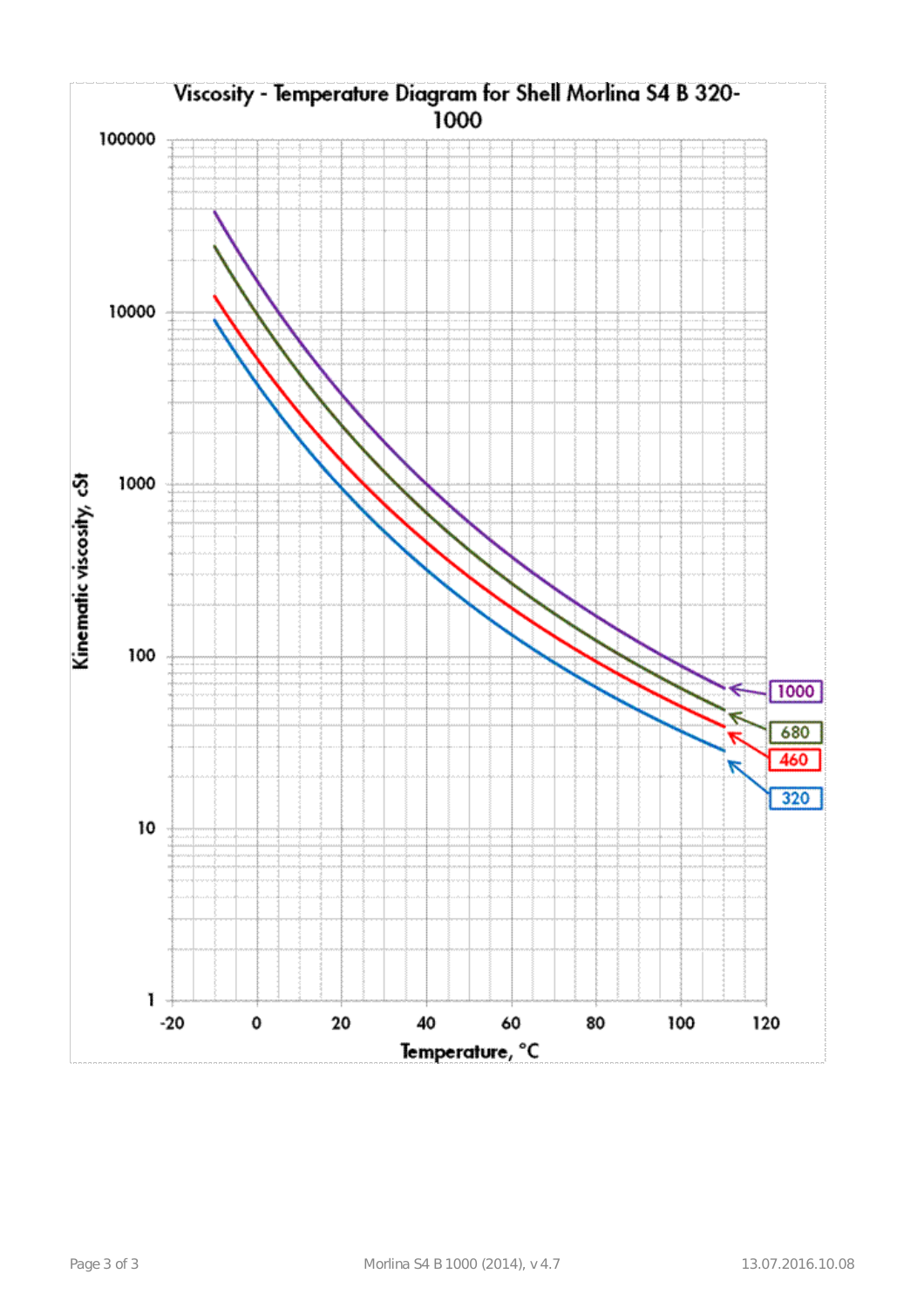## Viscosity - Temperature Diagram for Shell Morlina S4 B 320-1000

Kinematic viscosity, cSt

100000

10000

1000

100

10

1

Temperature, °C

-20
0
20
40
60
80
100
120

1000

680

460

320